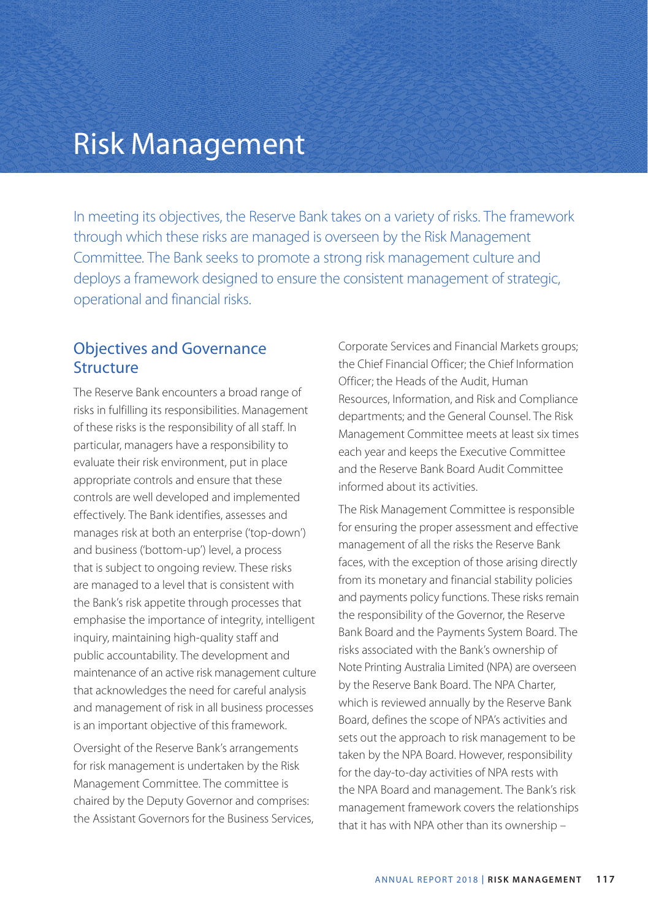# Risk Management

In meeting its objectives, the Reserve Bank takes on a variety of risks. The framework through which these risks are managed is overseen by the Risk Management Committee. The Bank seeks to promote a strong risk management culture and deploys a framework designed to ensure the consistent management of strategic, operational and financial risks.

## Objectives and Governance Structure

The Reserve Bank encounters a broad range of risks in fulfilling its responsibilities. Management of these risks is the responsibility of all staff. In particular, managers have a responsibility to evaluate their risk environment, put in place appropriate controls and ensure that these controls are well developed and implemented effectively. The Bank identifies, assesses and manages risk at both an enterprise ('top-down') and business ('bottom-up') level, a process that is subject to ongoing review. These risks are managed to a level that is consistent with the Bank's risk appetite through processes that emphasise the importance of integrity, intelligent inquiry, maintaining high-quality staff and public accountability. The development and maintenance of an active risk management culture that acknowledges the need for careful analysis and management of risk in all business processes is an important objective of this framework.

Oversight of the Reserve Bank's arrangements for risk management is undertaken by the Risk Management Committee. The committee is chaired by the Deputy Governor and comprises: the Assistant Governors for the Business Services, Corporate Services and Financial Markets groups; the Chief Financial Officer; the Chief Information Officer; the Heads of the Audit, Human Resources, Information, and Risk and Compliance departments; and the General Counsel. The Risk Management Committee meets at least six times each year and keeps the Executive Committee and the Reserve Bank Board Audit Committee informed about its activities.

The Risk Management Committee is responsible for ensuring the proper assessment and effective management of all the risks the Reserve Bank faces, with the exception of those arising directly from its monetary and financial stability policies and payments policy functions. These risks remain the responsibility of the Governor, the Reserve Bank Board and the Payments System Board. The risks associated with the Bank's ownership of Note Printing Australia Limited (NPA) are overseen by the Reserve Bank Board. The NPA Charter, which is reviewed annually by the Reserve Bank Board, defines the scope of NPA's activities and sets out the approach to risk management to be taken by the NPA Board. However, responsibility for the day-to-day activities of NPA rests with the NPA Board and management. The Bank's risk management framework covers the relationships that it has with NPA other than its ownership –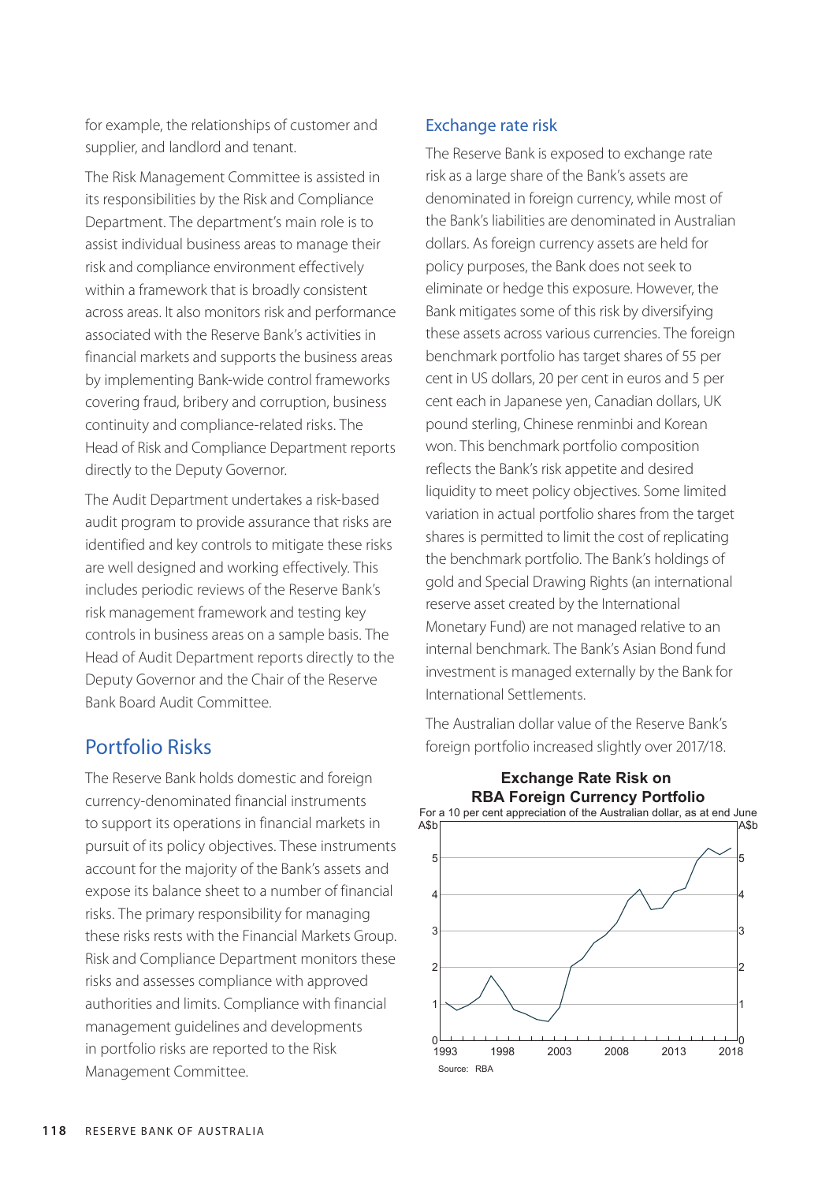for example, the relationships of customer and supplier, and landlord and tenant.

The Risk Management Committee is assisted in its responsibilities by the Risk and Compliance Department. The department's main role is to assist individual business areas to manage their risk and compliance environment effectively within a framework that is broadly consistent across areas. It also monitors risk and performance associated with the Reserve Bank's activities in financial markets and supports the business areas by implementing Bank-wide control frameworks covering fraud, bribery and corruption, business continuity and compliance-related risks. The Head of Risk and Compliance Department reports directly to the Deputy Governor.

The Audit Department undertakes a risk-based audit program to provide assurance that risks are identified and key controls to mitigate these risks are well designed and working effectively. This includes periodic reviews of the Reserve Bank's risk management framework and testing key controls in business areas on a sample basis. The Head of Audit Department reports directly to the Deputy Governor and the Chair of the Reserve Bank Board Audit Committee.

## Portfolio Risks

The Reserve Bank holds domestic and foreign currency-denominated financial instruments to support its operations in financial markets in pursuit of its policy objectives. These instruments account for the majority of the Bank's assets and expose its balance sheet to a number of financial risks. The primary responsibility for managing these risks rests with the Financial Markets Group. Risk and Compliance Department monitors these risks and assesses compliance with approved authorities and limits. Compliance with financial management guidelines and developments in portfolio risks are reported to the Risk Management Committee.

### Exchange rate risk

The Reserve Bank is exposed to exchange rate risk as a large share of the Bank's assets are denominated in foreign currency, while most of the Bank's liabilities are denominated in Australian dollars. As foreign currency assets are held for policy purposes, the Bank does not seek to eliminate or hedge this exposure. However, the Bank mitigates some of this risk by diversifying these assets across various currencies. The foreign benchmark portfolio has target shares of 55 per cent in US dollars, 20 per cent in euros and 5 per cent each in Japanese yen, Canadian dollars, UK pound sterling, Chinese renminbi and Korean won. This benchmark portfolio composition reflects the Bank's risk appetite and desired liquidity to meet policy objectives. Some limited variation in actual portfolio shares from the target shares is permitted to limit the cost of replicating the benchmark portfolio. The Bank's holdings of gold and Special Drawing Rights (an international reserve asset created by the International Monetary Fund) are not managed relative to an internal benchmark. The Bank's Asian Bond fund investment is managed externally by the Bank for International Settlements.

The Australian dollar value of the Reserve Bank's foreign portfolio increased slightly over 2017/18.

**Exchange Rate Risk on RBA Foreign Currency Portfolio**

For a 10 per cent appreciation of the Australian dollar, as at end June

Source: RBA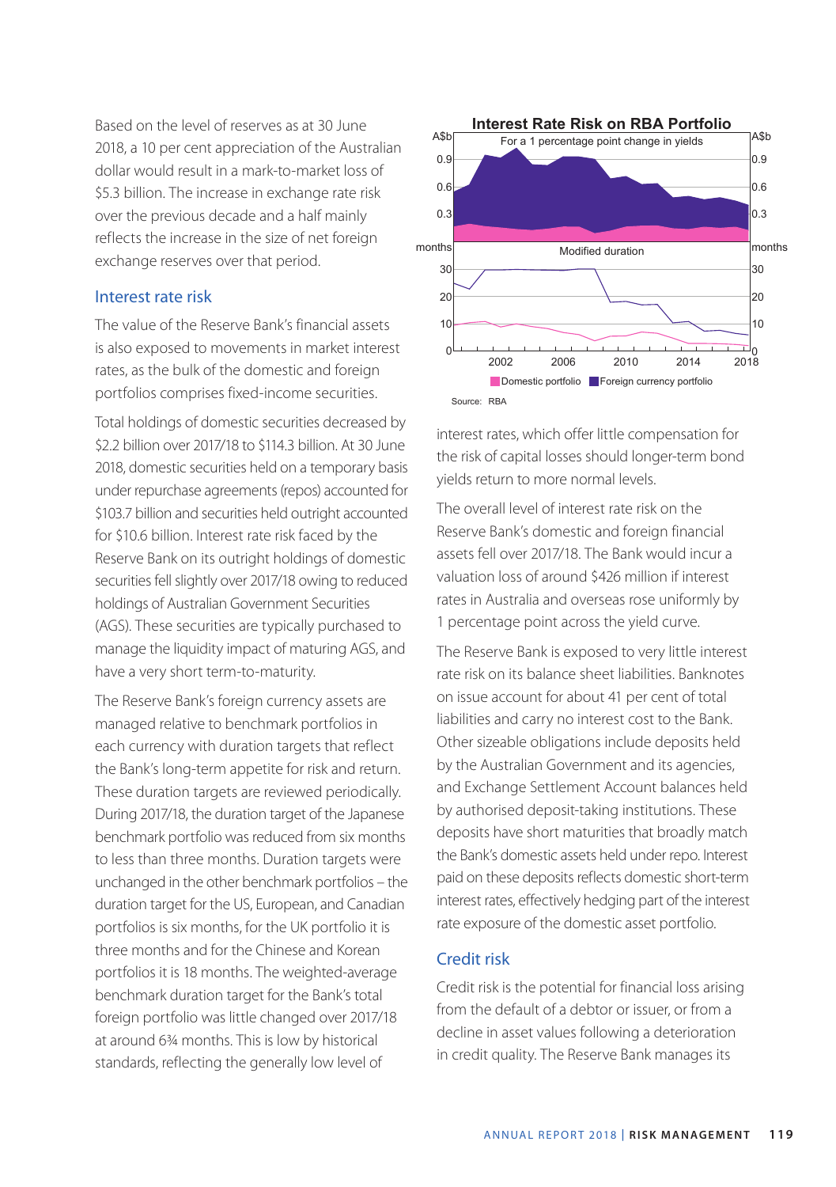Based on the level of reserves as at 30 June 2018, a 10 per cent appreciation of the Australian dollar would result in a mark-to-market loss of $5.3 billion. The increase in exchange rate risk over the previous decade and a half mainly reflects the increase in the size of net foreign exchange reserves over that period.

## Interest rate risk

The value of the Reserve Bank's financial assets is also exposed to movements in market interest rates, as the bulk of the domestic and foreign portfolios comprises fixed-income securities.

Total holdings of domestic securities decreased by $2.2 billion over 2017/18 to $114.3 billion. At 30 June 2018, domestic securities held on a temporary basis under repurchase agreements (repos) accounted for $103.7 billion and securities held outright accounted for $10.6 billion. Interest rate risk faced by the Reserve Bank on its outright holdings of domestic securities fell slightly over 2017/18 owing to reduced holdings of Australian Government Securities (AGS). These securities are typically purchased to manage the liquidity impact of maturing AGS, and have a very short term-to-maturity.

The Reserve Bank's foreign currency assets are managed relative to benchmark portfolios in each currency with duration targets that reflect the Bank's long-term appetite for risk and return. These duration targets are reviewed periodically. During 2017/18, the duration target of the Japanese benchmark portfolio was reduced from six months to less than three months. Duration targets were unchanged in the other benchmark portfolios – the duration target for the US, European, and Canadian portfolios is six months, for the UK portfolio it is three months and for the Chinese and Korean portfolios it is 18 months. The weighted-average benchmark duration target for the Bank's total foreign portfolio was little changed over 2017/18 at around 6¾ months. This is low by historical standards, reflecting the generally low level of interest rates, which offer little compensation for the risk of capital losses should longer-term bond yields return to more normal levels.

**Interest Rate Risk on RBA Portfolio**

For a 1 percentage point change in yields; Modified duration

Domestic portfolio; Foreign currency portfolio

Source: RBA

The overall level of interest rate risk on the Reserve Bank's domestic and foreign financial assets fell over 2017/18. The Bank would incur a valuation loss of around $426 million if interest rates in Australia and overseas rose uniformly by 1 percentage point across the yield curve.

The Reserve Bank is exposed to very little interest rate risk on its balance sheet liabilities. Banknotes on issue account for about 41 per cent of total liabilities and carry no interest cost to the Bank. Other sizeable obligations include deposits held by the Australian Government and its agencies, and Exchange Settlement Account balances held by authorised deposit-taking institutions. These deposits have short maturities that broadly match the Bank's domestic assets held under repo. Interest paid on these deposits reflects domestic short-term interest rates, effectively hedging part of the interest rate exposure of the domestic asset portfolio.

## Credit risk

Credit risk is the potential for financial loss arising from the default of a debtor or issuer, or from a decline in asset values following a deterioration in credit quality. The Reserve Bank manages its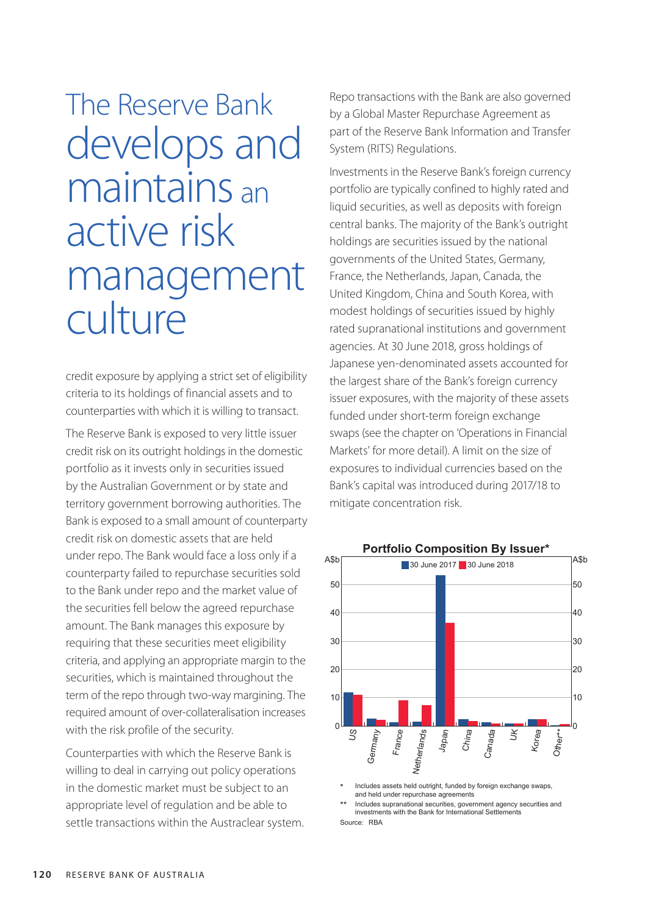# The Reserve Bank develops and maintains an active risk management culture

credit exposure by applying a strict set of eligibility criteria to its holdings of financial assets and to counterparties with which it is willing to transact.

The Reserve Bank is exposed to very little issuer credit risk on its outright holdings in the domestic portfolio as it invests only in securities issued by the Australian Government or by state and territory government borrowing authorities. The Bank is exposed to a small amount of counterparty credit risk on domestic assets that are held under repo. The Bank would face a loss only if a counterparty failed to repurchase securities sold to the Bank under repo and the market value of the securities fell below the agreed repurchase amount. The Bank manages this exposure by requiring that these securities meet eligibility criteria, and applying an appropriate margin to the securities, which is maintained throughout the term of the repo through two-way margining. The required amount of over-collateralisation increases with the risk profile of the security.

Counterparties with which the Reserve Bank is willing to deal in carrying out policy operations in the domestic market must be subject to an appropriate level of regulation and be able to settle transactions within the Austraclear system.

Repo transactions with the Bank are also governed by a Global Master Repurchase Agreement as part of the Reserve Bank Information and Transfer System (RITS) Regulations.

Investments in the Reserve Bank's foreign currency portfolio are typically confined to highly rated and liquid securities, as well as deposits with foreign central banks. The majority of the Bank's outright holdings are securities issued by the national governments of the United States, Germany, France, the Netherlands, Japan, Canada, the United Kingdom, China and South Korea, with modest holdings of securities issued by highly rated supranational institutions and government agencies. At 30 June 2018, gross holdings of Japanese yen-denominated assets accounted for the largest share of the Bank's foreign currency issuer exposures, with the majority of these assets funded under short-term foreign exchange swaps (see the chapter on 'Operations in Financial Markets' for more detail). A limit on the size of exposures to individual currencies based on the Bank's capital was introduced during 2017/18 to mitigate concentration risk.

**Portfolio Composition By Issuer***

(A$b; 30 June 2017 and 30 June 2018; issuers: US, Germany, France, Netherlands, Japan, China, Canada, UK, Korea, Other**)

\* Includes assets held outright, funded by foreign exchange swaps, and held under repurchase agreements

\*\* Includes supranational securities, government agency securities and investments with the Bank for International Settlements

Source: RBA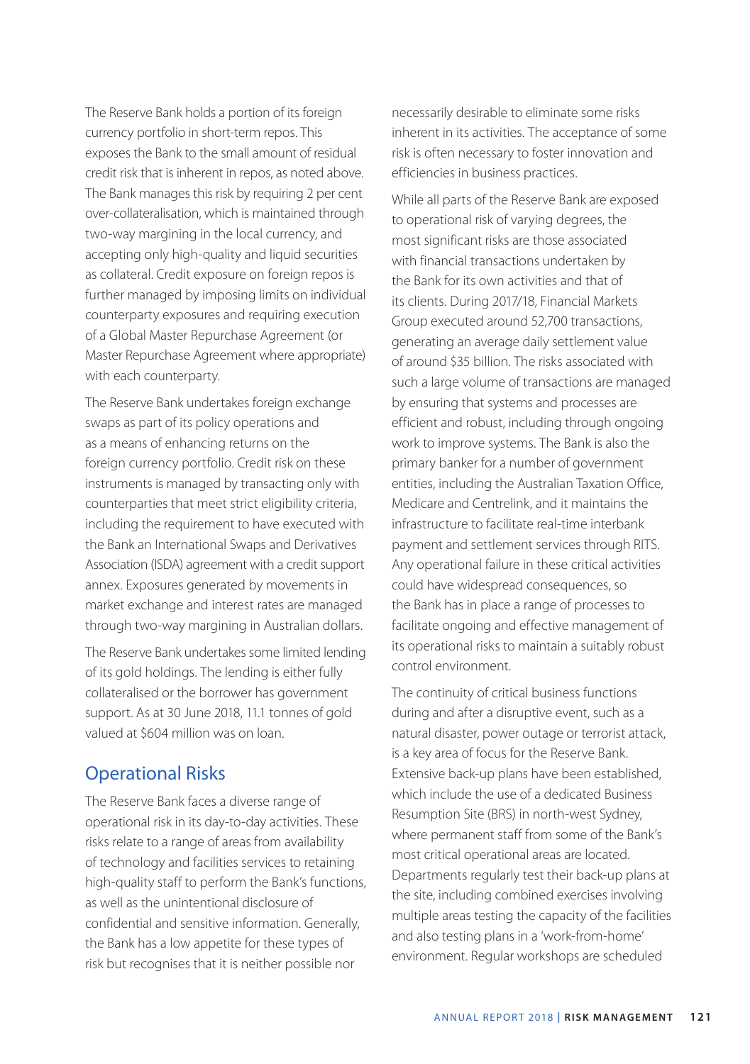The Reserve Bank holds a portion of its foreign currency portfolio in short-term repos. This exposes the Bank to the small amount of residual credit risk that is inherent in repos, as noted above. The Bank manages this risk by requiring 2 per cent over-collateralisation, which is maintained through two-way margining in the local currency, and accepting only high-quality and liquid securities as collateral. Credit exposure on foreign repos is further managed by imposing limits on individual counterparty exposures and requiring execution of a Global Master Repurchase Agreement (or Master Repurchase Agreement where appropriate) with each counterparty.

The Reserve Bank undertakes foreign exchange swaps as part of its policy operations and as a means of enhancing returns on the foreign currency portfolio. Credit risk on these instruments is managed by transacting only with counterparties that meet strict eligibility criteria, including the requirement to have executed with the Bank an International Swaps and Derivatives Association (ISDA) agreement with a credit support annex. Exposures generated by movements in market exchange and interest rates are managed through two-way margining in Australian dollars.

The Reserve Bank undertakes some limited lending of its gold holdings. The lending is either fully collateralised or the borrower has government support. As at 30 June 2018, 11.1 tonnes of gold valued at $604 million was on loan.

## Operational Risks

The Reserve Bank faces a diverse range of operational risk in its day-to-day activities. These risks relate to a range of areas from availability of technology and facilities services to retaining high-quality staff to perform the Bank's functions, as well as the unintentional disclosure of confidential and sensitive information. Generally, the Bank has a low appetite for these types of risk but recognises that it is neither possible nor necessarily desirable to eliminate some risks inherent in its activities. The acceptance of some risk is often necessary to foster innovation and efficiencies in business practices.

While all parts of the Reserve Bank are exposed to operational risk of varying degrees, the most significant risks are those associated with financial transactions undertaken by the Bank for its own activities and that of its clients. During 2017/18, Financial Markets Group executed around 52,700 transactions, generating an average daily settlement value of around $35 billion. The risks associated with such a large volume of transactions are managed by ensuring that systems and processes are efficient and robust, including through ongoing work to improve systems. The Bank is also the primary banker for a number of government entities, including the Australian Taxation Office, Medicare and Centrelink, and it maintains the infrastructure to facilitate real-time interbank payment and settlement services through RITS. Any operational failure in these critical activities could have widespread consequences, so the Bank has in place a range of processes to facilitate ongoing and effective management of its operational risks to maintain a suitably robust control environment.

The continuity of critical business functions during and after a disruptive event, such as a natural disaster, power outage or terrorist attack, is a key area of focus for the Reserve Bank. Extensive back-up plans have been established, which include the use of a dedicated Business Resumption Site (BRS) in north-west Sydney, where permanent staff from some of the Bank's most critical operational areas are located. Departments regularly test their back-up plans at the site, including combined exercises involving multiple areas testing the capacity of the facilities and also testing plans in a 'work-from-home' environment. Regular workshops are scheduled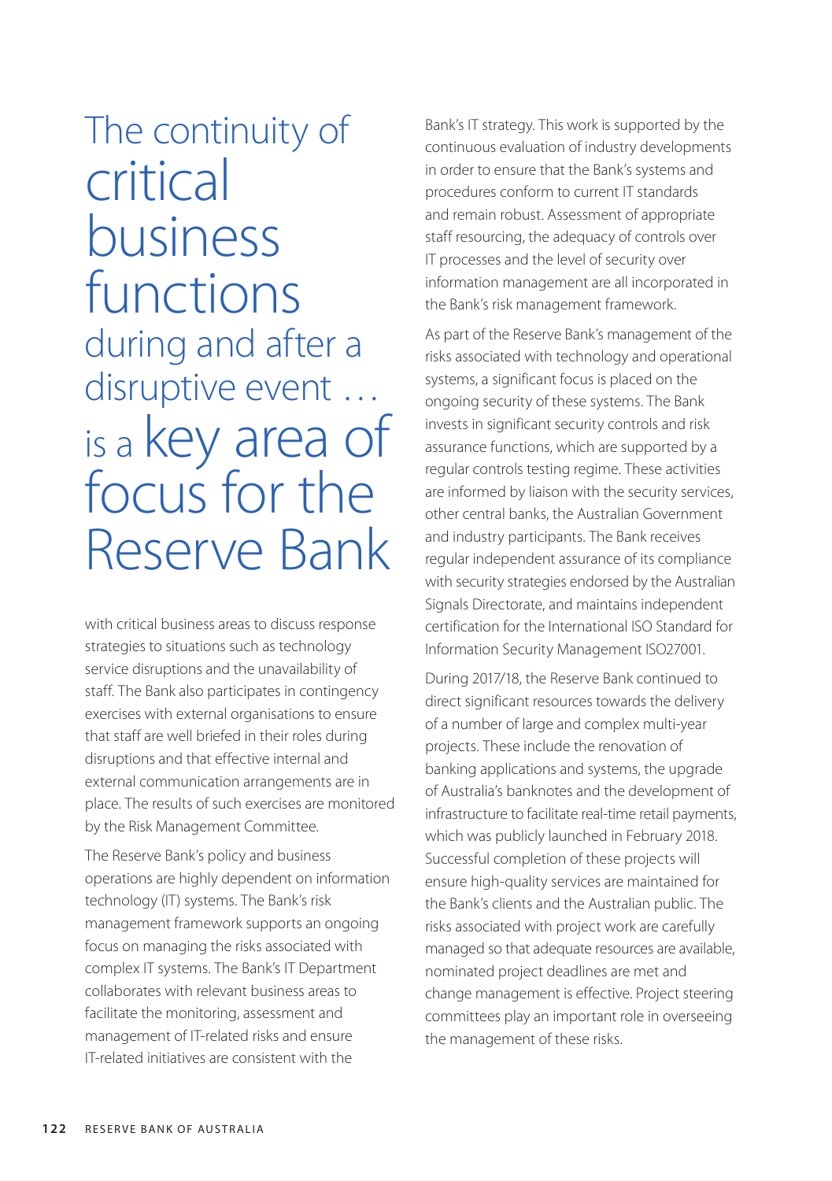> The continuity of critical business functions during and after a disruptive event … is a key area of focus for the Reserve Bank

with critical business areas to discuss response strategies to situations such as technology service disruptions and the unavailability of staff. The Bank also participates in contingency exercises with external organisations to ensure that staff are well briefed in their roles during disruptions and that effective internal and external communication arrangements are in place. The results of such exercises are monitored by the Risk Management Committee.

The Reserve Bank's policy and business operations are highly dependent on information technology (IT) systems. The Bank's risk management framework supports an ongoing focus on managing the risks associated with complex IT systems. The Bank's IT Department collaborates with relevant business areas to facilitate the monitoring, assessment and management of IT-related risks and ensure IT-related initiatives are consistent with the Bank's IT strategy. This work is supported by the continuous evaluation of industry developments in order to ensure that the Bank's systems and procedures conform to current IT standards and remain robust. Assessment of appropriate staff resourcing, the adequacy of controls over IT processes and the level of security over information management are all incorporated in the Bank's risk management framework.

As part of the Reserve Bank's management of the risks associated with technology and operational systems, a significant focus is placed on the ongoing security of these systems. The Bank invests in significant security controls and risk assurance functions, which are supported by a regular controls testing regime. These activities are informed by liaison with the security services, other central banks, the Australian Government and industry participants. The Bank receives regular independent assurance of its compliance with security strategies endorsed by the Australian Signals Directorate, and maintains independent certification for the International ISO Standard for Information Security Management ISO27001.

During 2017/18, the Reserve Bank continued to direct significant resources towards the delivery of a number of large and complex multi-year projects. These include the renovation of banking applications and systems, the upgrade of Australia's banknotes and the development of infrastructure to facilitate real-time retail payments, which was publicly launched in February 2018. Successful completion of these projects will ensure high-quality services are maintained for the Bank's clients and the Australian public. The risks associated with project work are carefully managed so that adequate resources are available, nominated project deadlines are met and change management is effective. Project steering committees play an important role in overseeing the management of these risks.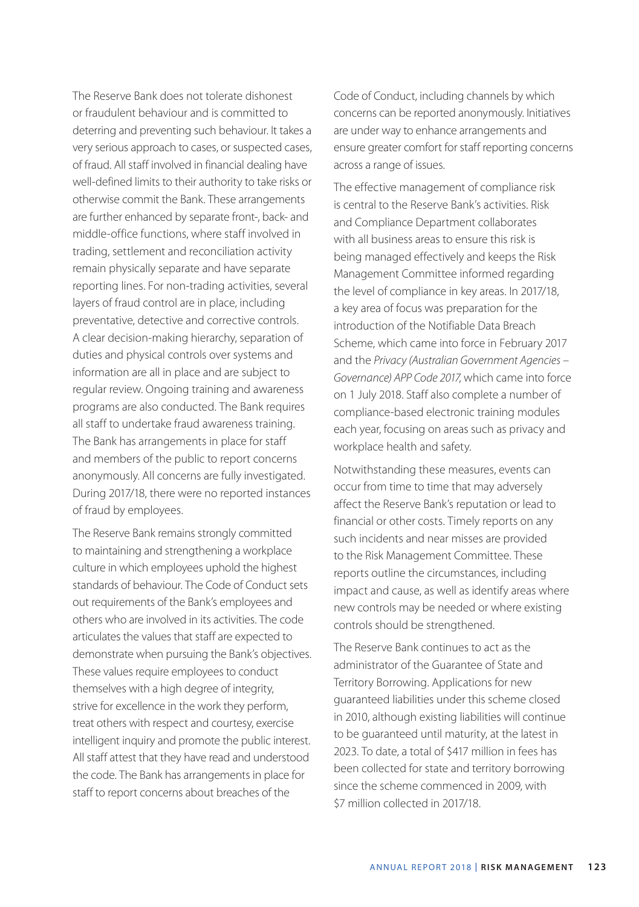The Reserve Bank does not tolerate dishonest or fraudulent behaviour and is committed to deterring and preventing such behaviour. It takes a very serious approach to cases, or suspected cases, of fraud. All staff involved in financial dealing have well-defined limits to their authority to take risks or otherwise commit the Bank. These arrangements are further enhanced by separate front-, back- and middle-office functions, where staff involved in trading, settlement and reconciliation activity remain physically separate and have separate reporting lines. For non-trading activities, several layers of fraud control are in place, including preventative, detective and corrective controls. A clear decision-making hierarchy, separation of duties and physical controls over systems and information are all in place and are subject to regular review. Ongoing training and awareness programs are also conducted. The Bank requires all staff to undertake fraud awareness training. The Bank has arrangements in place for staff and members of the public to report concerns anonymously. All concerns are fully investigated. During 2017/18, there were no reported instances of fraud by employees.

The Reserve Bank remains strongly committed to maintaining and strengthening a workplace culture in which employees uphold the highest standards of behaviour. The Code of Conduct sets out requirements of the Bank's employees and others who are involved in its activities. The code articulates the values that staff are expected to demonstrate when pursuing the Bank's objectives. These values require employees to conduct themselves with a high degree of integrity, strive for excellence in the work they perform, treat others with respect and courtesy, exercise intelligent inquiry and promote the public interest. All staff attest that they have read and understood the code. The Bank has arrangements in place for staff to report concerns about breaches of the Code of Conduct, including channels by which concerns can be reported anonymously. Initiatives are under way to enhance arrangements and ensure greater comfort for staff reporting concerns across a range of issues.

The effective management of compliance risk is central to the Reserve Bank's activities. Risk and Compliance Department collaborates with all business areas to ensure this risk is being managed effectively and keeps the Risk Management Committee informed regarding the level of compliance in key areas. In 2017/18, a key area of focus was preparation for the introduction of the Notifiable Data Breach Scheme, which came into force in February 2017 and the *Privacy (Australian Government Agencies – Governance) APP Code 2017*, which came into force on 1 July 2018. Staff also complete a number of compliance-based electronic training modules each year, focusing on areas such as privacy and workplace health and safety.

Notwithstanding these measures, events can occur from time to time that may adversely affect the Reserve Bank's reputation or lead to financial or other costs. Timely reports on any such incidents and near misses are provided to the Risk Management Committee. These reports outline the circumstances, including impact and cause, as well as identify areas where new controls may be needed or where existing controls should be strengthened.

The Reserve Bank continues to act as the administrator of the Guarantee of State and Territory Borrowing. Applications for new guaranteed liabilities under this scheme closed in 2010, although existing liabilities will continue to be guaranteed until maturity, at the latest in 2023. To date, a total of $417 million in fees has been collected for state and territory borrowing since the scheme commenced in 2009, with $7 million collected in 2017/18.